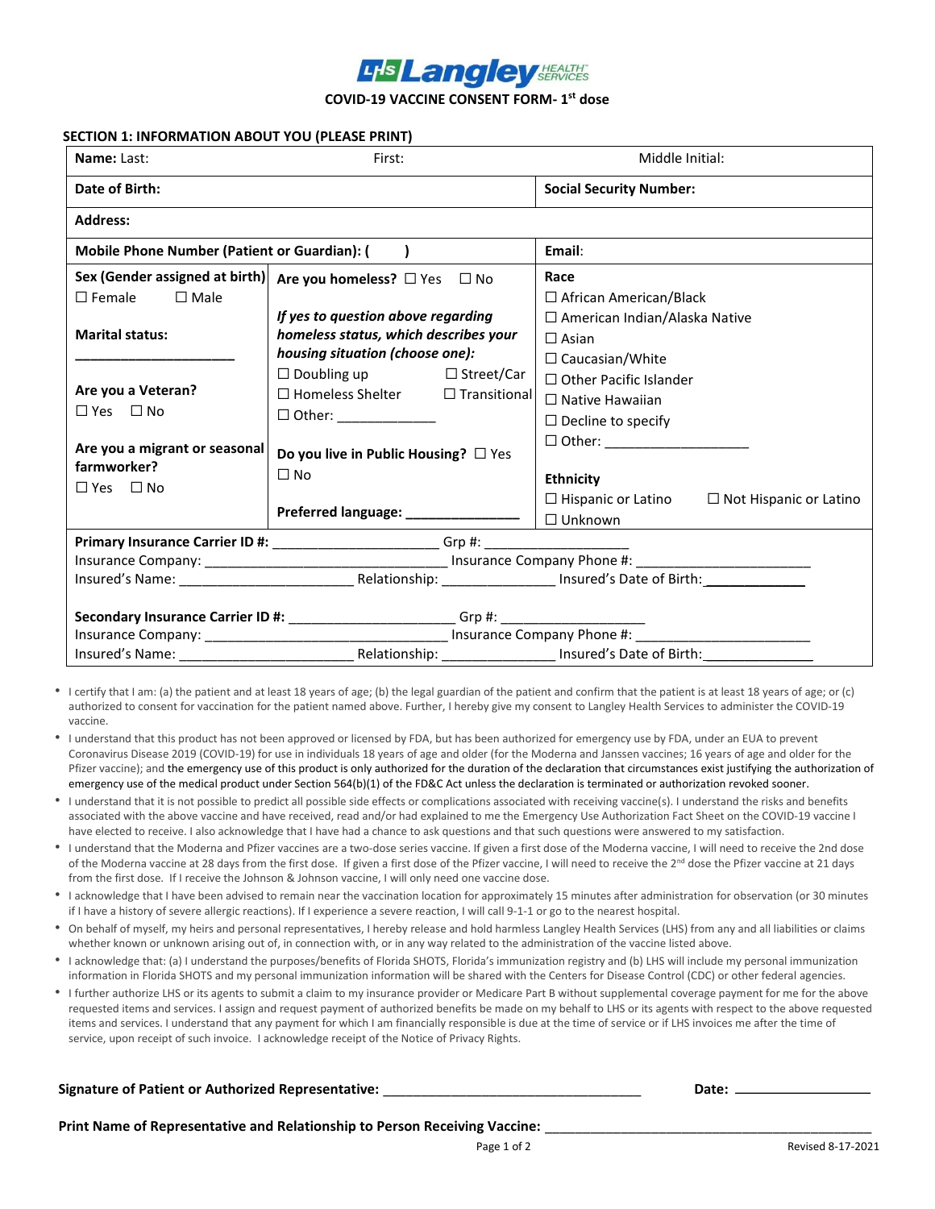# LHS Langley HEALTH SERVICES

## COVID-19 VACCINE CONSENT FORM- 1st dose

### SECTION 1: INFORMATION ABOUT YOU (PLEASE PRINT)

| | | |
|---|---|---|
| **Name:** Last: | First: | Middle Initial: |
| **Date of Birth:** | | **Social Security Number:** |
| **Address:** | | |
| **Mobile Phone Number (Patient or Guardian):** ( ) | | **Email:** |
| **Sex (Gender assigned at birth)**<br>☐ Female ☐ Male<br><br>**Marital status:**<br>______________________<br><br>**Are you a Veteran?**<br>☐ Yes ☐ No<br><br>**Are you a migrant or seasonal farmworker?**<br>☐ Yes ☐ No | **Are you homeless?** ☐ Yes ☐ No<br><br>***If yes to question above regarding homeless status, which describes your housing situation (choose one):***<br>☐ Doubling up ☐ Street/Car<br>☐ Homeless Shelter ☐ Transitional<br>☐ Other: _____________<br><br>**Do you live in Public Housing?** ☐ Yes ☐ No<br><br>**Preferred language:** _______________ | **Race**<br>☐ African American/Black<br>☐ American Indian/Alaska Native<br>☐ Asian<br>☐ Caucasian/White<br>☐ Other Pacific Islander<br>☐ Native Hawaiian<br>☐ Decline to specify<br>☐ Other: ___________________<br><br>**Ethnicity**<br>☐ Hispanic or Latino ☐ Not Hispanic or Latino<br>☐ Unknown |

**Primary Insurance Carrier ID #:** ______________________ Grp #: ___________________
Insurance Company: ________________________________ Insurance Company Phone #: _______________________
Insured's Name: _______________________ Relationship: _______________ Insured's Date of Birth: _____________

**Secondary Insurance Carrier ID #:** ______________________ Grp #: ___________________
Insurance Company: ________________________________ Insurance Company Phone #: _______________________
Insured's Name: _______________________ Relationship: _______________ Insured's Date of Birth: _______________

- I certify that I am: (a) the patient and at least 18 years of age; (b) the legal guardian of the patient and confirm that the patient is at least 18 years of age; or (c) authorized to consent for vaccination for the patient named above. Further, I hereby give my consent to Langley Health Services to administer the COVID-19 vaccine.
- I understand that this product has not been approved or licensed by FDA, but has been authorized for emergency use by FDA, under an EUA to prevent Coronavirus Disease 2019 (COVID-19) for use in individuals 18 years of age and older (for the Moderna and Janssen vaccines; 16 years of age and older for the Pfizer vaccine); and the emergency use of this product is only authorized for the duration of the declaration that circumstances exist justifying the authorization of emergency use of the medical product under Section 564(b)(1) of the FD&C Act unless the declaration is terminated or authorization revoked sooner.
- I understand that it is not possible to predict all possible side effects or complications associated with receiving vaccine(s). I understand the risks and benefits associated with the above vaccine and have received, read and/or had explained to me the Emergency Use Authorization Fact Sheet on the COVID-19 vaccine I have elected to receive. I also acknowledge that I have had a chance to ask questions and that such questions were answered to my satisfaction.
- I understand that the Moderna and Pfizer vaccines are a two-dose series vaccine. If given a first dose of the Moderna vaccine, I will need to receive the 2nd dose of the Moderna vaccine at 28 days from the first dose. If given a first dose of the Pfizer vaccine, I will need to receive the 2nd dose the Pfizer vaccine at 21 days from the first dose. If I receive the Johnson & Johnson vaccine, I will only need one vaccine dose.
- I acknowledge that I have been advised to remain near the vaccination location for approximately 15 minutes after administration for observation (or 30 minutes if I have a history of severe allergic reactions). If I experience a severe reaction, I will call 9-1-1 or go to the nearest hospital.
- On behalf of myself, my heirs and personal representatives, I hereby release and hold harmless Langley Health Services (LHS) from any and all liabilities or claims whether known or unknown arising out of, in connection with, or in any way related to the administration of the vaccine listed above.
- I acknowledge that: (a) I understand the purposes/benefits of Florida SHOTS, Florida's immunization registry and (b) LHS will include my personal immunization information in Florida SHOTS and my personal immunization information will be shared with the Centers for Disease Control (CDC) or other federal agencies.
- I further authorize LHS or its agents to submit a claim to my insurance provider or Medicare Part B without supplemental coverage payment for me for the above requested items and services. I assign and request payment of authorized benefits be made on my behalf to LHS or its agents with respect to the above requested items and services. I understand that any payment for which I am financially responsible is due at the time of service or if LHS invoices me after the time of service, upon receipt of such invoice. I acknowledge receipt of the Notice of Privacy Rights.

**Signature of Patient or Authorized Representative:** ___________________________________ **Date:** __________________

**Print Name of Representative and Relationship to Person Receiving Vaccine:** _____________________________________________

Revised 8-17-2021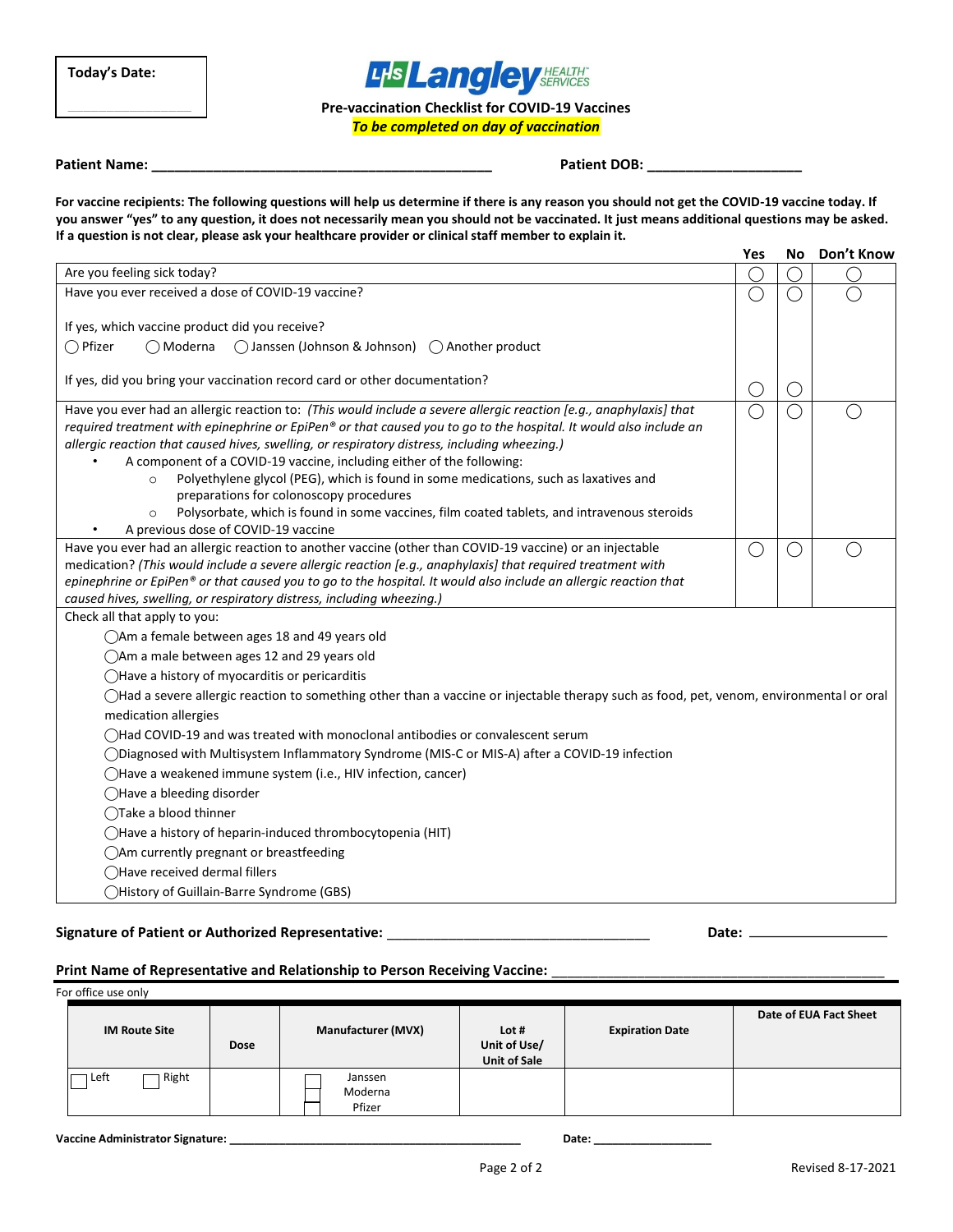**Today's Date:**

**Langley HEALTH SERVICES**

**Pre-vaccination Checklist for COVID-19 Vaccines**

***To be completed on day of vaccination***

**Patient Name:** ____________________________________________ **Patient DOB:** ____________________

**For vaccine recipients: The following questions will help us determine if there is any reason you should not get the COVID-19 vaccine today. If you answer "yes" to any question, it does not necessarily mean you should not be vaccinated. It just means additional questions may be asked. If a question is not clear, please ask your healthcare provider or clinical staff member to explain it.**

| | Yes | No | Don't Know |
|---|---|---|---|
| Are you feeling sick today? | ◯ | ◯ | ◯ |
| Have you ever received a dose of COVID-19 vaccine?<br><br>If yes, which vaccine product did you receive?<br>◯ Pfizer ◯ Moderna ◯ Janssen (Johnson & Johnson) ◯ Another product<br><br>If yes, did you bring your vaccination record card or other documentation? | ◯<br><br><br><br><br><br>◯ | ◯<br><br><br><br><br><br>◯ | ◯ |
| Have you ever had an allergic reaction to: *(This would include a severe allergic reaction [e.g., anaphylaxis] that required treatment with epinephrine or EpiPen® or that caused you to go to the hospital. It would also include an allergic reaction that caused hives, swelling, or respiratory distress, including wheezing.)*<br>• A component of a COVID-19 vaccine, including either of the following:<br>  ○ Polyethylene glycol (PEG), which is found in some medications, such as laxatives and preparations for colonoscopy procedures<br>  ○ Polysorbate, which is found in some vaccines, film coated tablets, and intravenous steroids<br>• A previous dose of COVID-19 vaccine | ◯ | ◯ | ◯ |
| Have you ever had an allergic reaction to another vaccine (other than COVID-19 vaccine) or an injectable medication? *(This would include a severe allergic reaction [e.g., anaphylaxis] that required treatment with epinephrine or EpiPen® or that caused you to go to the hospital. It would also include an allergic reaction that caused hives, swelling, or respiratory distress, including wheezing.)* | ◯ | ◯ | ◯ |

Check all that apply to you:

- ◯ Am a female between ages 18 and 49 years old
- ◯ Am a male between ages 12 and 29 years old
- ◯ Have a history of myocarditis or pericarditis
- ◯ Had a severe allergic reaction to something other than a vaccine or injectable therapy such as food, pet, venom, environmental or oral medication allergies
- ◯ Had COVID-19 and was treated with monoclonal antibodies or convalescent serum
- ◯ Diagnosed with Multisystem Inflammatory Syndrome (MIS-C or MIS-A) after a COVID-19 infection
- ◯ Have a weakened immune system (i.e., HIV infection, cancer)
- ◯ Have a bleeding disorder
- ◯ Take a blood thinner
- ◯ Have a history of heparin-induced thrombocytopenia (HIT)
- ◯ Am currently pregnant or breastfeeding
- ◯ Have received dermal fillers
- ◯ History of Guillain-Barre Syndrome (GBS)

**Signature of Patient or Authorized Representative:** __________________________________ **Date:** __________________

**Print Name of Representative and Relationship to Person Receiving Vaccine:** ____________________________________________

For office use only

| IM Route Site | Dose | Manufacturer (MVX) | Lot # Unit of Use/ Unit of Sale | Expiration Date | Date of EUA Fact Sheet |
|---|---|---|---|---|---|
| ☐ Left ☐ Right | | ☐ Janssen<br>☐ Moderna<br>☐ Pfizer | | | |

**Vaccine Administrator Signature:** ______________________________________________ **Date:** __________________

Revised 8-17-2021